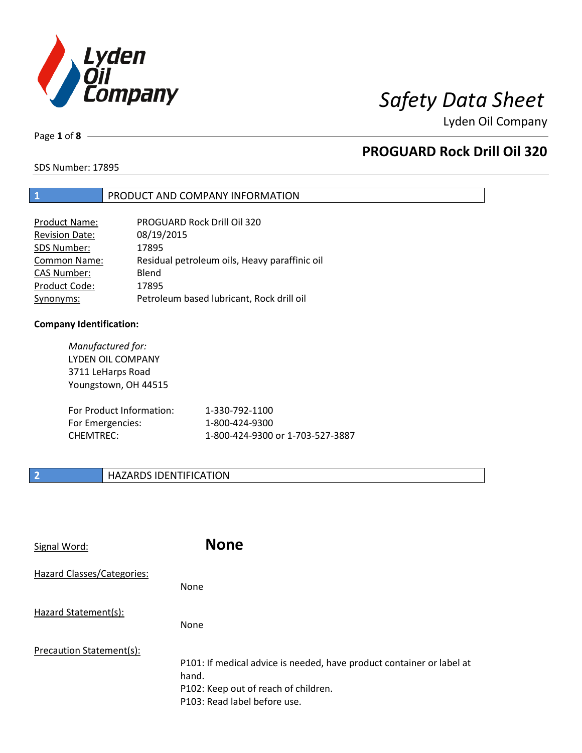# Safety Data Sheet

Lyden Oil Company

## PROGUARD Rock Drill Oil 320

SDS Number: 17895

## 1 PRODUCT AND COMPANY INFORMATION

| | |
|---|---|
| Product Name: | PROGUARD Rock Drill Oil 320 |
| Revision Date: | 08/19/2015 |
| SDS Number: | 17895 |
| Common Name: | Residual petroleum oils, Heavy paraffinic oil |
| CAS Number: | Blend |
| Product Code: | 17895 |
| Synonyms: | Petroleum based lubricant, Rock drill oil |

**Company Identification:**

*Manufactured for:*
LYDEN OIL COMPANY
3711 LeHarps Road
Youngstown, OH 44515

| | |
|---|---|
| For Product Information: | 1-330-792-1100 |
| For Emergencies: | 1-800-424-9300 |
| CHEMTREC: | 1-800-424-9300 or 1-703-527-3887 |

## 2 HAZARDS IDENTIFICATION

Signal Word: **None**

Hazard Classes/Categories:

None

Hazard Statement(s):

None

Precaution Statement(s):

P101: If medical advice is needed, have product container or label at hand.
P102: Keep out of reach of children.
P103: Read label before use.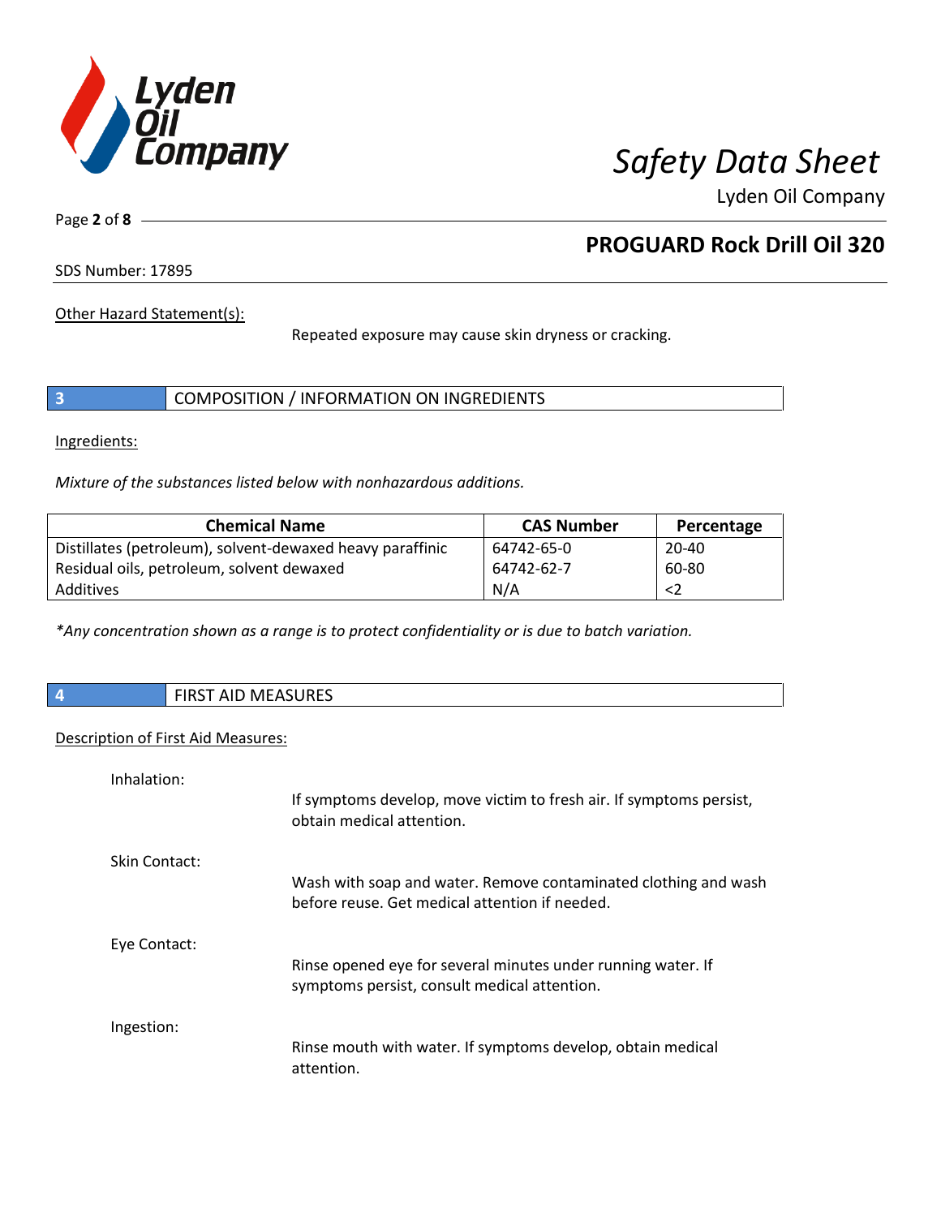Other Hazard Statement(s):

Repeated exposure may cause skin dryness or cracking.

## 3 COMPOSITION / INFORMATION ON INGREDIENTS

Ingredients:

*Mixture of the substances listed below with nonhazardous additions.*

| Chemical Name | CAS Number | Percentage |
| --- | --- | --- |
| Distillates (petroleum), solvent-dewaxed heavy paraffinic | 64742-65-0 | 20-40 |
| Residual oils, petroleum, solvent dewaxed | 64742-62-7 | 60-80 |
| Additives | N/A | <2 |

*\*Any concentration shown as a range is to protect confidentiality or is due to batch variation.*

## 4 FIRST AID MEASURES

Description of First Aid Measures:

Inhalation:

If symptoms develop, move victim to fresh air. If symptoms persist, obtain medical attention.

Skin Contact:

Wash with soap and water. Remove contaminated clothing and wash before reuse. Get medical attention if needed.

Eye Contact:

Rinse opened eye for several minutes under running water. If symptoms persist, consult medical attention.

Ingestion:

Rinse mouth with water. If symptoms develop, obtain medical attention.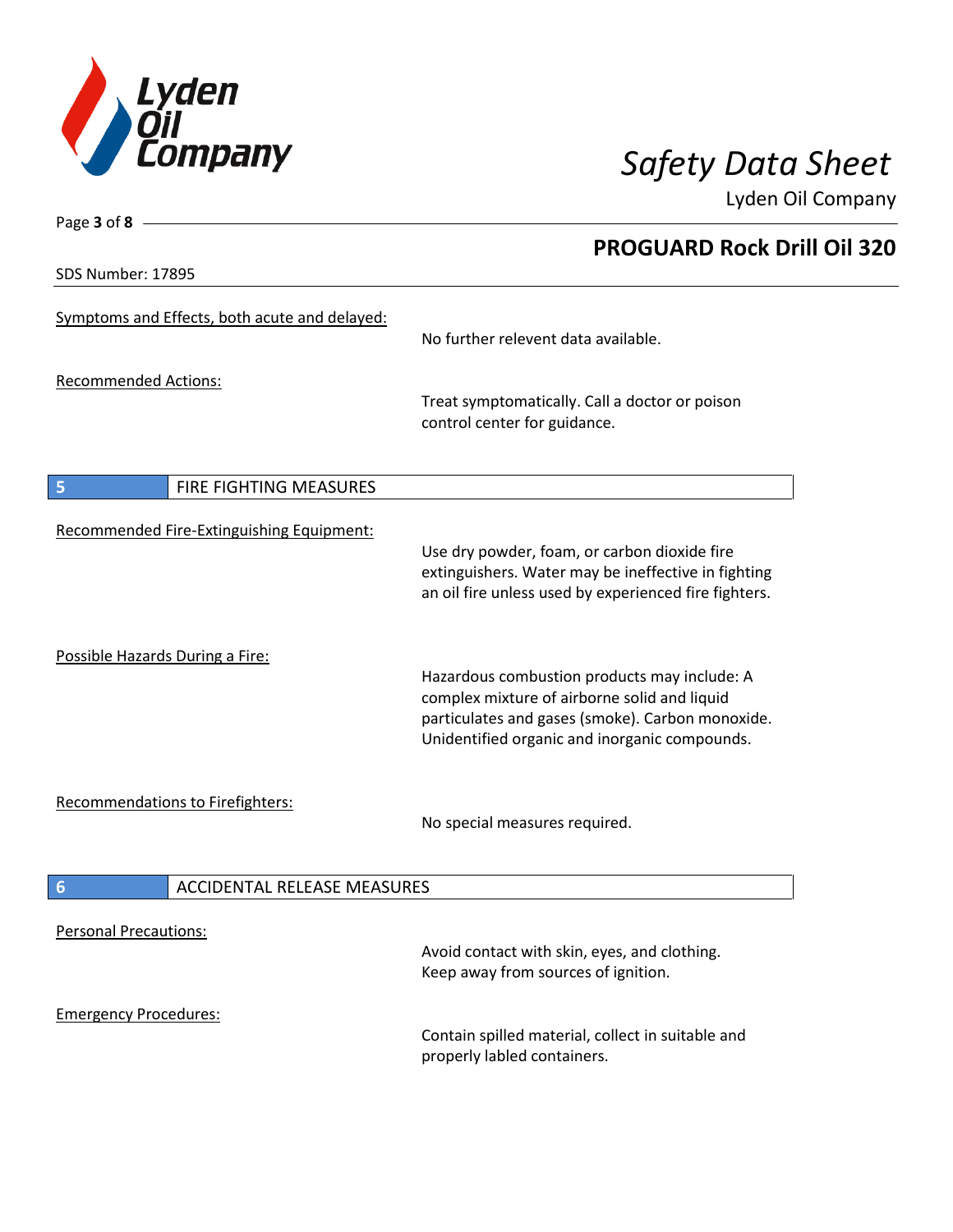Symptoms and Effects, both acute and delayed:

No further relevent data available.

Recommended Actions:

Treat symptomatically. Call a doctor or poison control center for guidance.

## 5 FIRE FIGHTING MEASURES

Recommended Fire-Extinguishing Equipment:

Use dry powder, foam, or carbon dioxide fire extinguishers. Water may be ineffective in fighting an oil fire unless used by experienced fire fighters.

Possible Hazards During a Fire:

Hazardous combustion products may include: A complex mixture of airborne solid and liquid particulates and gases (smoke). Carbon monoxide. Unidentified organic and inorganic compounds.

Recommendations to Firefighters:

No special measures required.

## 6 ACCIDENTAL RELEASE MEASURES

Personal Precautions:

Avoid contact with skin, eyes, and clothing. Keep away from sources of ignition.

Emergency Procedures:

Contain spilled material, collect in suitable and properly labled containers.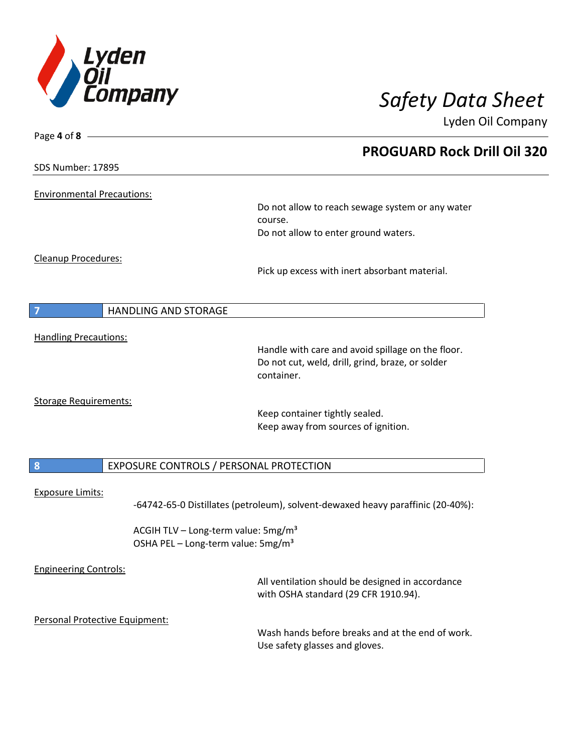Environmental Precautions:

Do not allow to reach sewage system or any water course.
Do not allow to enter ground waters.

Cleanup Procedures:

Pick up excess with inert absorbant material.

## 7 HANDLING AND STORAGE

Handling Precautions:

Handle with care and avoid spillage on the floor.
Do not cut, weld, drill, grind, braze, or solder container.

Storage Requirements:

Keep container tightly sealed.
Keep away from sources of ignition.

## 8 EXPOSURE CONTROLS / PERSONAL PROTECTION

Exposure Limits:

-64742-65-0 Distillates (petroleum), solvent-dewaxed heavy paraffinic (20-40%):

ACGIH TLV – Long-term value: 5mg/m³
OSHA PEL – Long-term value: 5mg/m³

Engineering Controls:

All ventilation should be designed in accordance with OSHA standard (29 CFR 1910.94).

Personal Protective Equipment:

Wash hands before breaks and at the end of work.
Use safety glasses and gloves.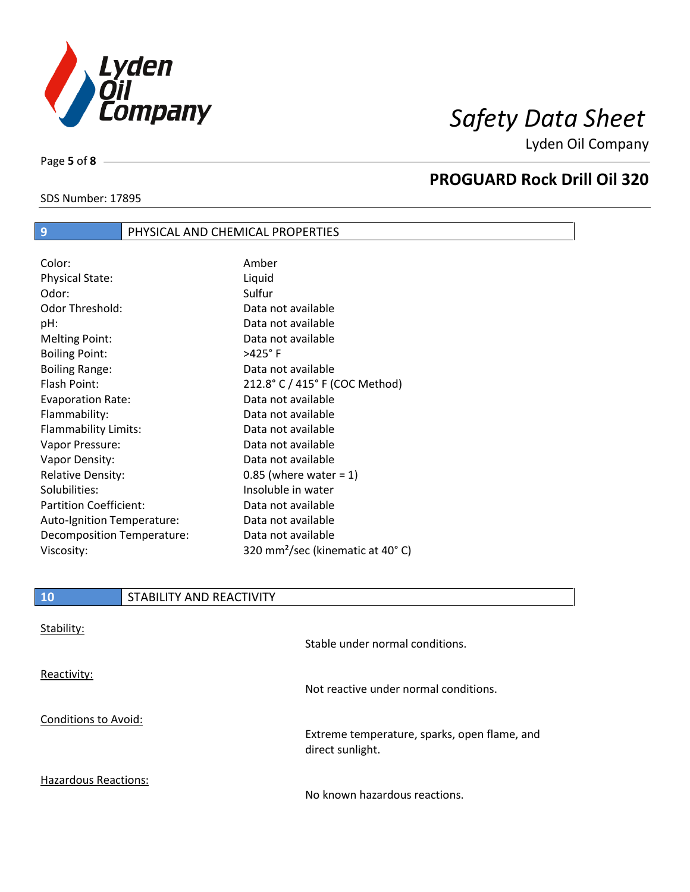## 9 PHYSICAL AND CHEMICAL PROPERTIES

| | |
|---|---|
| Color: | Amber |
| Physical State: | Liquid |
| Odor: | Sulfur |
| Odor Threshold: | Data not available |
| pH: | Data not available |
| Melting Point: | Data not available |
| Boiling Point: | >425° F |
| Boiling Range: | Data not available |
| Flash Point: | 212.8° C / 415° F (COC Method) |
| Evaporation Rate: | Data not available |
| Flammability: | Data not available |
| Flammability Limits: | Data not available |
| Vapor Pressure: | Data not available |
| Vapor Density: | Data not available |
| Relative Density: | 0.85 (where water = 1) |
| Solubilities: | Insoluble in water |
| Partition Coefficient: | Data not available |
| Auto-Ignition Temperature: | Data not available |
| Decomposition Temperature: | Data not available |
| Viscosity: | 320 $mm^2$/sec (kinematic at 40° C) |

## 10 STABILITY AND REACTIVITY

Stability:

Stable under normal conditions.

Reactivity:

Not reactive under normal conditions.

Conditions to Avoid:

Extreme temperature, sparks, open flame, and direct sunlight.

Hazardous Reactions:

No known hazardous reactions.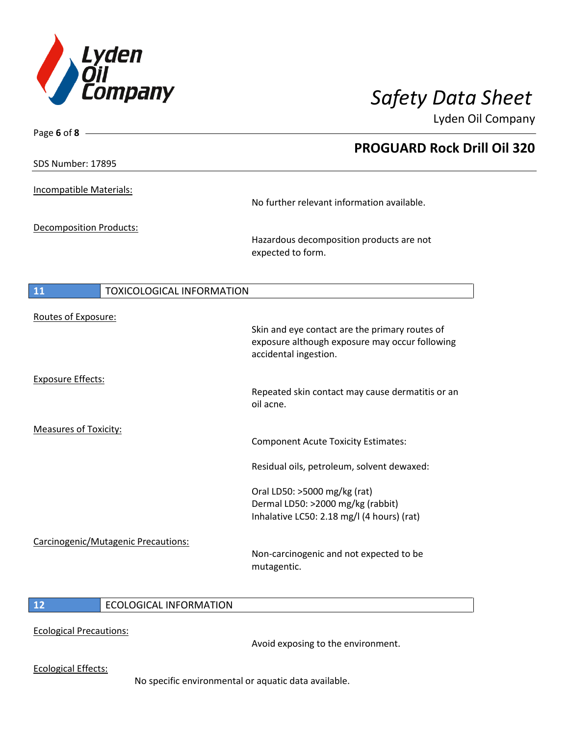Incompatible Materials:

No further relevant information available.

Decomposition Products:

Hazardous decomposition products are not expected to form.

## 11 TOXICOLOGICAL INFORMATION

Routes of Exposure:

Skin and eye contact are the primary routes of exposure although exposure may occur following accidental ingestion.

Exposure Effects:

Repeated skin contact may cause dermatitis or an oil acne.

Measures of Toxicity:

Component Acute Toxicity Estimates:

Residual oils, petroleum, solvent dewaxed:

Oral LD50: >5000 mg/kg (rat)
Dermal LD50: >2000 mg/kg (rabbit)
Inhalative LC50: 2.18 mg/l (4 hours) (rat)

Carcinogenic/Mutagenic Precautions:

Non-carcinogenic and not expected to be mutagentic.

## 12 ECOLOGICAL INFORMATION

Ecological Precautions:

Avoid exposing to the environment.

Ecological Effects:

No specific environmental or aquatic data available.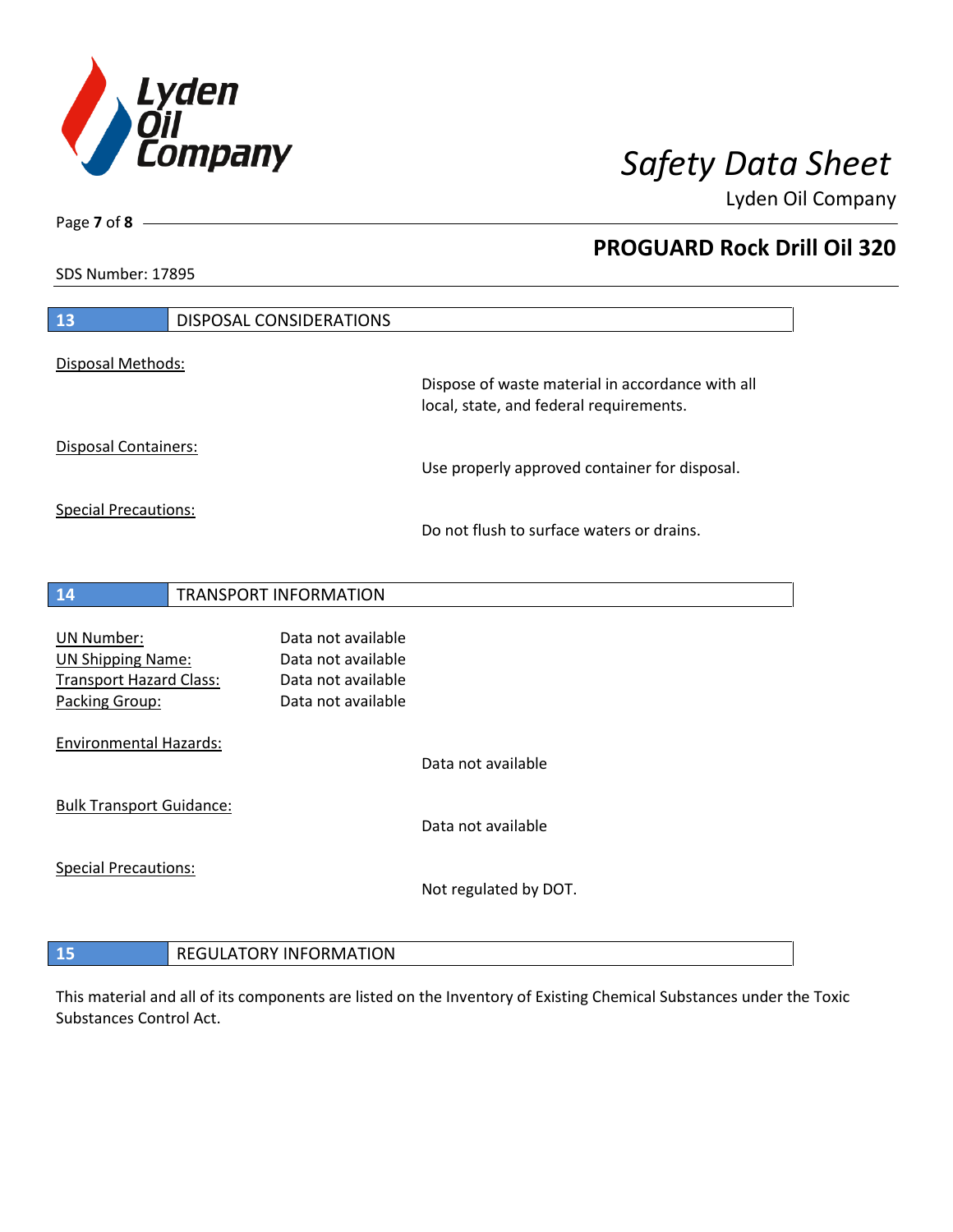## 13 DISPOSAL CONSIDERATIONS

Disposal Methods:

Dispose of waste material in accordance with all local, state, and federal requirements.

Disposal Containers:

Use properly approved container for disposal.

Special Precautions:

Do not flush to surface waters or drains.

## 14 TRANSPORT INFORMATION

| | |
|---|---|
| UN Number: | Data not available |
| UN Shipping Name: | Data not available |
| Transport Hazard Class: | Data not available |
| Packing Group: | Data not available |

Environmental Hazards:

Data not available

Bulk Transport Guidance:

Data not available

Special Precautions:

Not regulated by DOT.

## 15 REGULATORY INFORMATION

This material and all of its components are listed on the Inventory of Existing Chemical Substances under the Toxic Substances Control Act.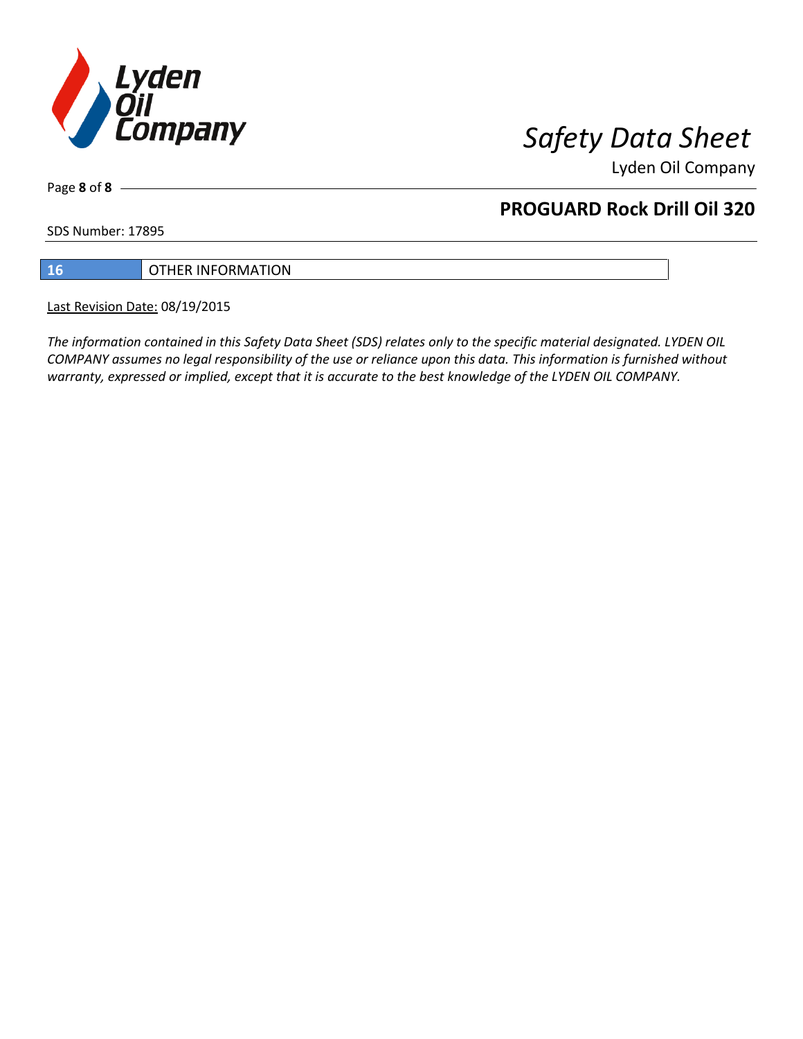## 16 OTHER INFORMATION

Last Revision Date: 08/19/2015

*The information contained in this Safety Data Sheet (SDS) relates only to the specific material designated. LYDEN OIL COMPANY assumes no legal responsibility of the use or reliance upon this data. This information is furnished without warranty, expressed or implied, except that it is accurate to the best knowledge of the LYDEN OIL COMPANY.*